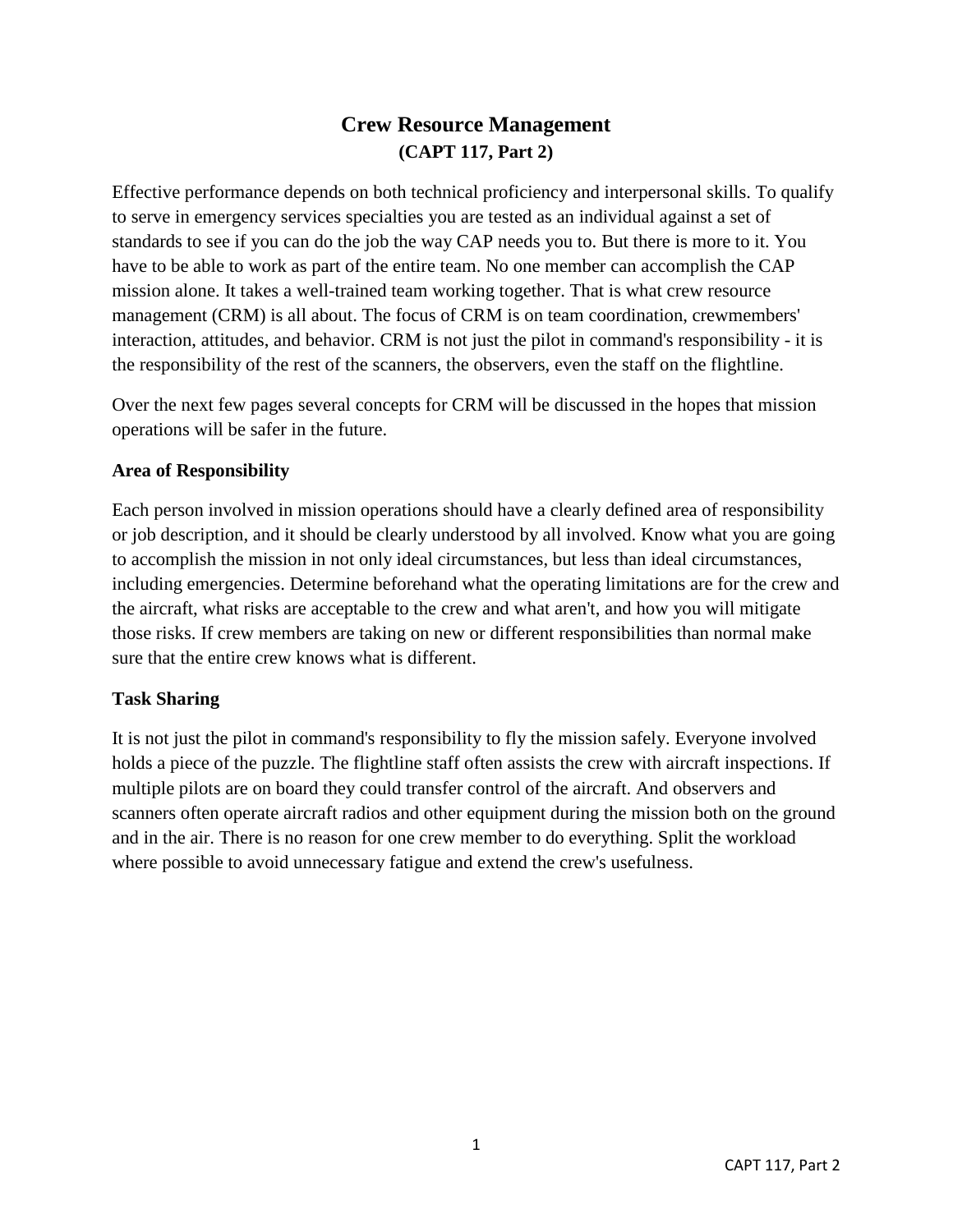# Crew Resource Management

**(CAPT 117, Part 2)**

Effective performance depends on both technical proficiency and interpersonal skills. To qualify to serve in emergency services specialties you are tested as an individual against a set of standards to see if you can do the job the way CAP needs you to. But there is more to it. You have to be able to work as part of the entire team. No one member can accomplish the CAP mission alone. It takes a well-trained team working together. That is what crew resource management (CRM) is all about. The focus of CRM is on team coordination, crewmembers' interaction, attitudes, and behavior. CRM is not just the pilot in command's responsibility - it is the responsibility of the rest of the scanners, the observers, even the staff on the flightline.

Over the next few pages several concepts for CRM will be discussed in the hopes that mission operations will be safer in the future.

### Area of Responsibility

Each person involved in mission operations should have a clearly defined area of responsibility or job description, and it should be clearly understood by all involved. Know what you are going to accomplish the mission in not only ideal circumstances, but less than ideal circumstances, including emergencies. Determine beforehand what the operating limitations are for the crew and the aircraft, what risks are acceptable to the crew and what aren't, and how you will mitigate those risks. If crew members are taking on new or different responsibilities than normal make sure that the entire crew knows what is different.

### Task Sharing

It is not just the pilot in command's responsibility to fly the mission safely. Everyone involved holds a piece of the puzzle. The flightline staff often assists the crew with aircraft inspections. If multiple pilots are on board they could transfer control of the aircraft. And observers and scanners often operate aircraft radios and other equipment during the mission both on the ground and in the air. There is no reason for one crew member to do everything. Split the workload where possible to avoid unnecessary fatigue and extend the crew's usefulness.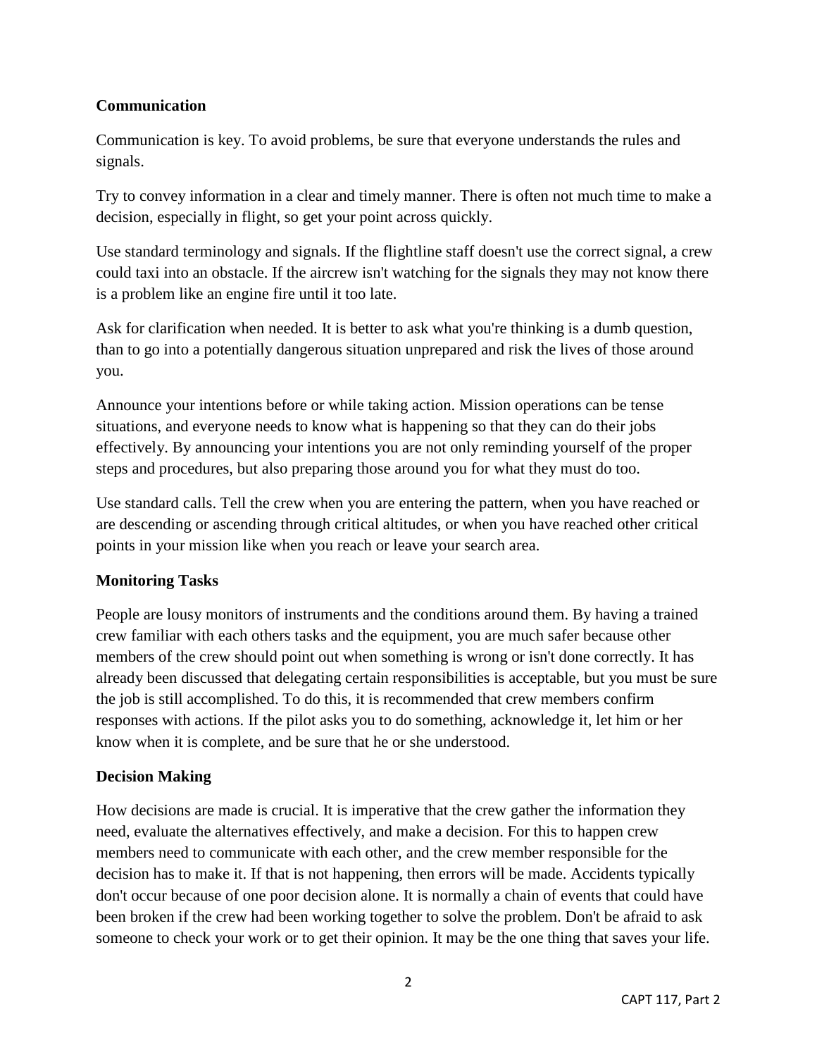**Communication**

Communication is key. To avoid problems, be sure that everyone understands the rules and signals.

Try to convey information in a clear and timely manner. There is often not much time to make a decision, especially in flight, so get your point across quickly.

Use standard terminology and signals. If the flightline staff doesn't use the correct signal, a crew could taxi into an obstacle. If the aircrew isn't watching for the signals they may not know there is a problem like an engine fire until it too late.

Ask for clarification when needed. It is better to ask what you're thinking is a dumb question, than to go into a potentially dangerous situation unprepared and risk the lives of those around you.

Announce your intentions before or while taking action. Mission operations can be tense situations, and everyone needs to know what is happening so that they can do their jobs effectively. By announcing your intentions you are not only reminding yourself of the proper steps and procedures, but also preparing those around you for what they must do too.

Use standard calls. Tell the crew when you are entering the pattern, when you have reached or are descending or ascending through critical altitudes, or when you have reached other critical points in your mission like when you reach or leave your search area.

**Monitoring Tasks**

People are lousy monitors of instruments and the conditions around them. By having a trained crew familiar with each others tasks and the equipment, you are much safer because other members of the crew should point out when something is wrong or isn't done correctly. It has already been discussed that delegating certain responsibilities is acceptable, but you must be sure the job is still accomplished. To do this, it is recommended that crew members confirm responses with actions. If the pilot asks you to do something, acknowledge it, let him or her know when it is complete, and be sure that he or she understood.

**Decision Making**

How decisions are made is crucial. It is imperative that the crew gather the information they need, evaluate the alternatives effectively, and make a decision. For this to happen crew members need to communicate with each other, and the crew member responsible for the decision has to make it. If that is not happening, then errors will be made. Accidents typically don't occur because of one poor decision alone. It is normally a chain of events that could have been broken if the crew had been working together to solve the problem. Don't be afraid to ask someone to check your work or to get their opinion. It may be the one thing that saves your life.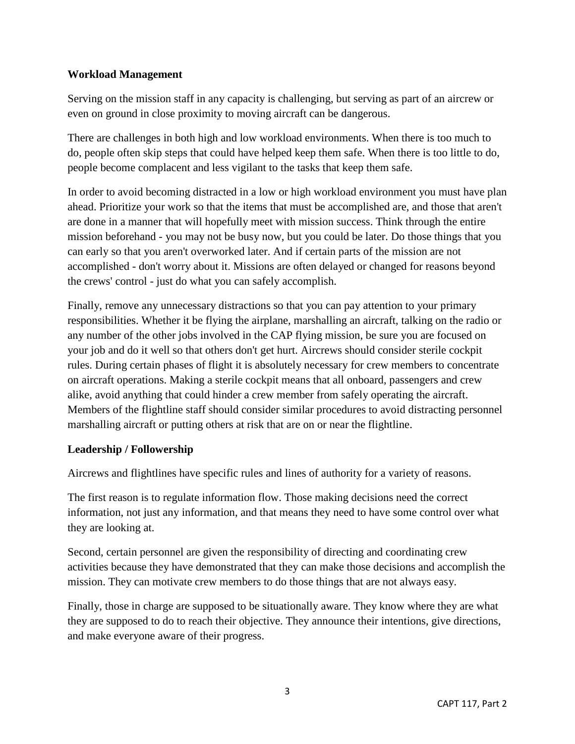**Workload Management**

Serving on the mission staff in any capacity is challenging, but serving as part of an aircrew or even on ground in close proximity to moving aircraft can be dangerous.

There are challenges in both high and low workload environments. When there is too much to do, people often skip steps that could have helped keep them safe. When there is too little to do, people become complacent and less vigilant to the tasks that keep them safe.

In order to avoid becoming distracted in a low or high workload environment you must have plan ahead. Prioritize your work so that the items that must be accomplished are, and those that aren't are done in a manner that will hopefully meet with mission success. Think through the entire mission beforehand - you may not be busy now, but you could be later. Do those things that you can early so that you aren't overworked later. And if certain parts of the mission are not accomplished - don't worry about it. Missions are often delayed or changed for reasons beyond the crews' control - just do what you can safely accomplish.

Finally, remove any unnecessary distractions so that you can pay attention to your primary responsibilities. Whether it be flying the airplane, marshalling an aircraft, talking on the radio or any number of the other jobs involved in the CAP flying mission, be sure you are focused on your job and do it well so that others don't get hurt. Aircrews should consider sterile cockpit rules. During certain phases of flight it is absolutely necessary for crew members to concentrate on aircraft operations. Making a sterile cockpit means that all onboard, passengers and crew alike, avoid anything that could hinder a crew member from safely operating the aircraft. Members of the flightline staff should consider similar procedures to avoid distracting personnel marshalling aircraft or putting others at risk that are on or near the flightline.

**Leadership / Followership**

Aircrews and flightlines have specific rules and lines of authority for a variety of reasons.

The first reason is to regulate information flow. Those making decisions need the correct information, not just any information, and that means they need to have some control over what they are looking at.

Second, certain personnel are given the responsibility of directing and coordinating crew activities because they have demonstrated that they can make those decisions and accomplish the mission. They can motivate crew members to do those things that are not always easy.

Finally, those in charge are supposed to be situationally aware. They know where they are what they are supposed to do to reach their objective. They announce their intentions, give directions, and make everyone aware of their progress.